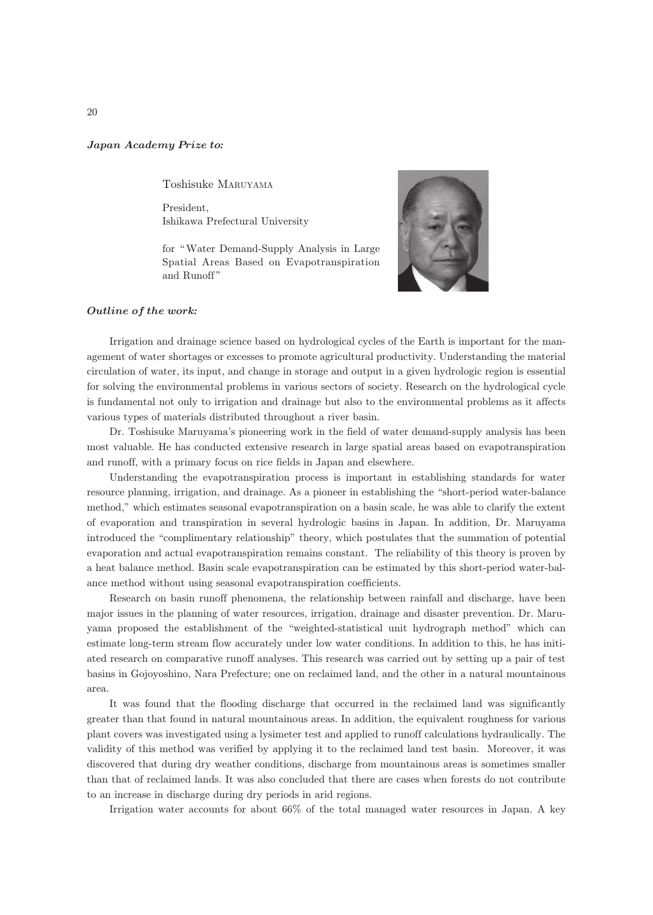***Japan Academy Prize to:***

Toshisuke Maruyama

President,
Ishikawa Prefectural University

for "Water Demand-Supply Analysis in Large Spatial Areas Based on Evapotranspiration and Runoff"

***Outline of the work:***

Irrigation and drainage science based on hydrological cycles of the Earth is important for the management of water shortages or excesses to promote agricultural productivity. Understanding the material circulation of water, its input, and change in storage and output in a given hydrologic region is essential for solving the environmental problems in various sectors of society. Research on the hydrological cycle is fundamental not only to irrigation and drainage but also to the environmental problems as it affects various types of materials distributed throughout a river basin.

Dr. Toshisuke Maruyama's pioneering work in the field of water demand-supply analysis has been most valuable. He has conducted extensive research in large spatial areas based on evapotranspiration and runoff, with a primary focus on rice fields in Japan and elsewhere.

Understanding the evapotranspiration process is important in establishing standards for water resource planning, irrigation, and drainage. As a pioneer in establishing the "short-period water-balance method," which estimates seasonal evapotranspiration on a basin scale, he was able to clarify the extent of evaporation and transpiration in several hydrologic basins in Japan. In addition, Dr. Maruyama introduced the "complimentary relationship" theory, which postulates that the summation of potential evaporation and actual evapotranspiration remains constant. The reliability of this theory is proven by a heat balance method. Basin scale evapotranspiration can be estimated by this short-period water-balance method without using seasonal evapotranspiration coefficients.

Research on basin runoff phenomena, the relationship between rainfall and discharge, have been major issues in the planning of water resources, irrigation, drainage and disaster prevention. Dr. Maruyama proposed the establishment of the "weighted-statistical unit hydrograph method" which can estimate long-term stream flow accurately under low water conditions. In addition to this, he has initiated research on comparative runoff analyses. This research was carried out by setting up a pair of test basins in Gojoyoshino, Nara Prefecture; one on reclaimed land, and the other in a natural mountainous area.

It was found that the flooding discharge that occurred in the reclaimed land was significantly greater than that found in natural mountainous areas. In addition, the equivalent roughness for various plant covers was investigated using a lysimeter test and applied to runoff calculations hydraulically. The validity of this method was verified by applying it to the reclaimed land test basin. Moreover, it was discovered that during dry weather conditions, discharge from mountainous areas is sometimes smaller than that of reclaimed lands. It was also concluded that there are cases when forests do not contribute to an increase in discharge during dry periods in arid regions.

Irrigation water accounts for about 66% of the total managed water resources in Japan. A key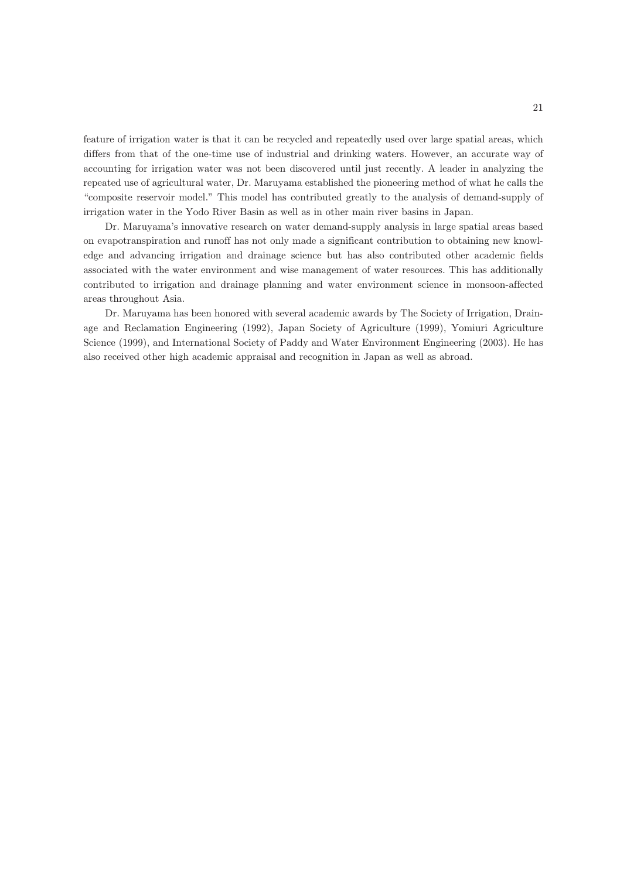feature of irrigation water is that it can be recycled and repeatedly used over large spatial areas, which differs from that of the one-time use of industrial and drinking waters. However, an accurate way of accounting for irrigation water was not been discovered until just recently. A leader in analyzing the repeated use of agricultural water, Dr. Maruyama established the pioneering method of what he calls the "composite reservoir model." This model has contributed greatly to the analysis of demand-supply of irrigation water in the Yodo River Basin as well as in other main river basins in Japan.

Dr. Maruyama's innovative research on water demand-supply analysis in large spatial areas based on evapotranspiration and runoff has not only made a significant contribution to obtaining new knowledge and advancing irrigation and drainage science but has also contributed other academic fields associated with the water environment and wise management of water resources. This has additionally contributed to irrigation and drainage planning and water environment science in monsoon-affected areas throughout Asia.

Dr. Maruyama has been honored with several academic awards by The Society of Irrigation, Drainage and Reclamation Engineering (1992), Japan Society of Agriculture (1999), Yomiuri Agriculture Science (1999), and International Society of Paddy and Water Environment Engineering (2003). He has also received other high academic appraisal and recognition in Japan as well as abroad.